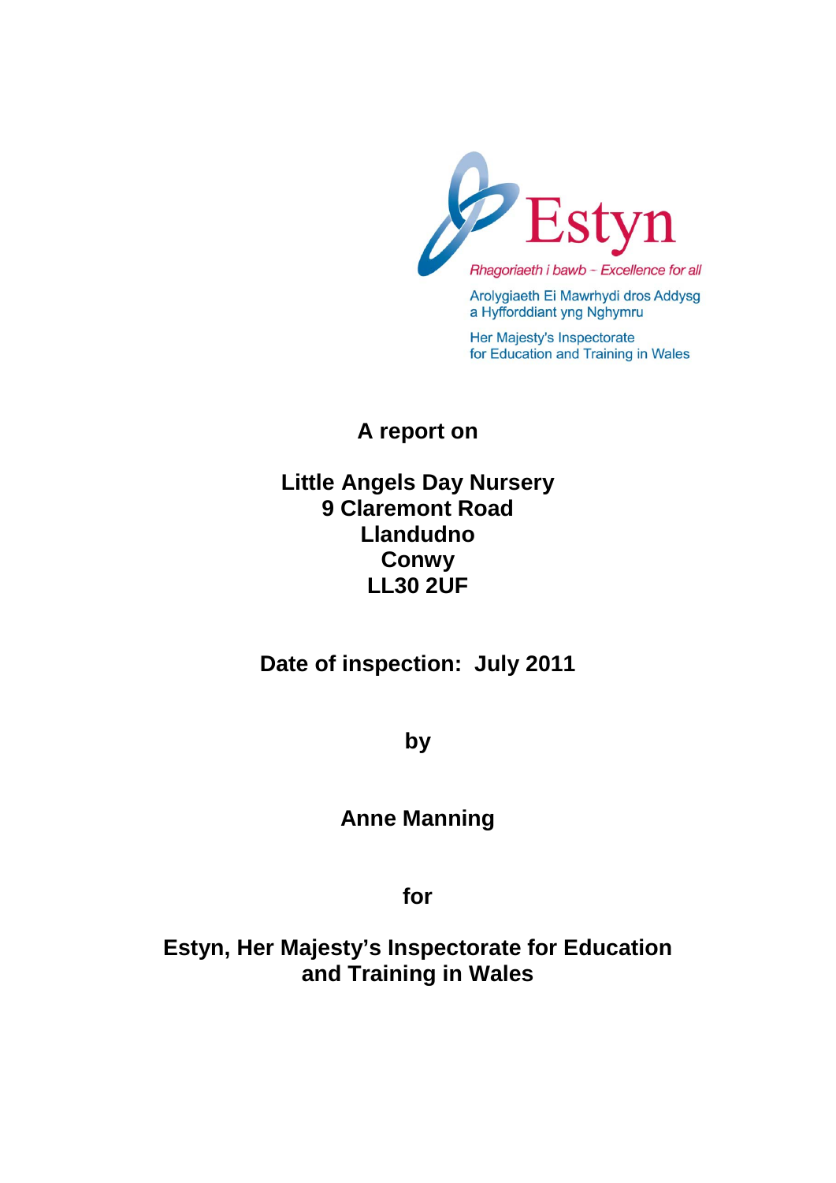Estyn

*Rhagoriaeth i bawb – Excellence for all*

Arolygiaeth Ei Mawrhydi dros Addysg a Hyfforddiant yng Nghymru

Her Majesty's Inspectorate for Education and Training in Wales

**A report on**

**Little Angels Day Nursery**
**9 Claremont Road**
**Llandudno**
**Conwy**
**LL30 2UF**

**Date of inspection: July 2011**

**by**

**Anne Manning**

**for**

**Estyn, Her Majesty's Inspectorate for Education and Training in Wales**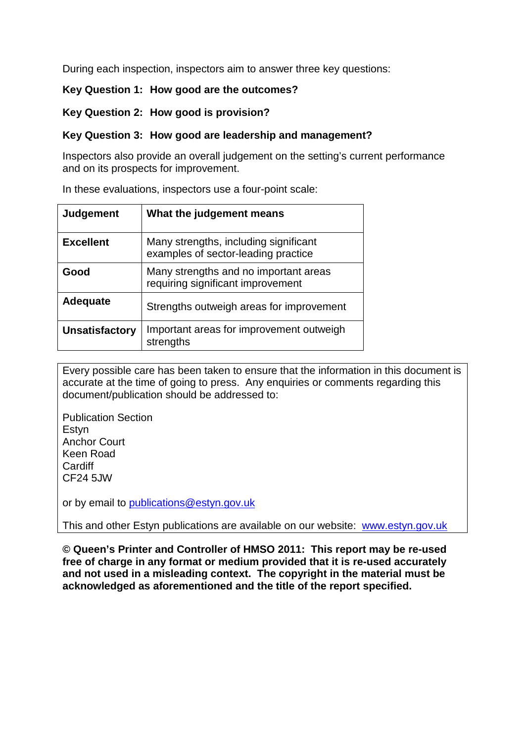During each inspection, inspectors aim to answer three key questions:

**Key Question 1: How good are the outcomes?**

**Key Question 2: How good is provision?**

**Key Question 3: How good are leadership and management?**

Inspectors also provide an overall judgement on the setting's current performance and on its prospects for improvement.

In these evaluations, inspectors use a four-point scale:

| **Judgement** | **What the judgement means** |
|---|---|
| **Excellent** | Many strengths, including significant examples of sector-leading practice |
| **Good** | Many strengths and no important areas requiring significant improvement |
| **Adequate** | Strengths outweigh areas for improvement |
| **Unsatisfactory** | Important areas for improvement outweigh strengths |

Every possible care has been taken to ensure that the information in this document is accurate at the time of going to press. Any enquiries or comments regarding this document/publication should be addressed to:

Publication Section
Estyn
Anchor Court
Keen Road
Cardiff
CF24 5JW

or by email to publications@estyn.gov.uk

This and other Estyn publications are available on our website: www.estyn.gov.uk

**© Queen's Printer and Controller of HMSO 2011: This report may be re-used free of charge in any format or medium provided that it is re-used accurately and not used in a misleading context. The copyright in the material must be acknowledged as aforementioned and the title of the report specified.**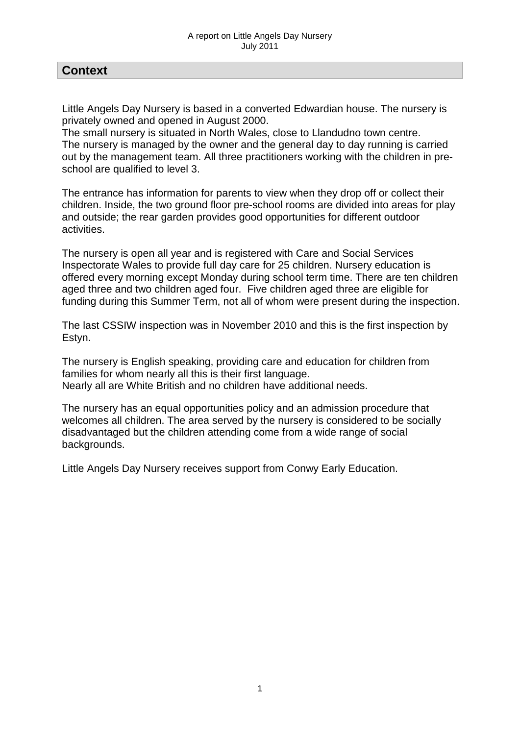## Context

Little Angels Day Nursery is based in a converted Edwardian house. The nursery is privately owned and opened in August 2000.
The small nursery is situated in North Wales, close to Llandudno town centre.
The nursery is managed by the owner and the general day to day running is carried out by the management team. All three practitioners working with the children in pre-school are qualified to level 3.

The entrance has information for parents to view when they drop off or collect their children. Inside, the two ground floor pre-school rooms are divided into areas for play and outside; the rear garden provides good opportunities for different outdoor activities.

The nursery is open all year and is registered with Care and Social Services Inspectorate Wales to provide full day care for 25 children. Nursery education is offered every morning except Monday during school term time. There are ten children aged three and two children aged four. Five children aged three are eligible for funding during this Summer Term, not all of whom were present during the inspection.

The last CSSIW inspection was in November 2010 and this is the first inspection by Estyn.

The nursery is English speaking, providing care and education for children from families for whom nearly all this is their first language.
Nearly all are White British and no children have additional needs.

The nursery has an equal opportunities policy and an admission procedure that welcomes all children. The area served by the nursery is considered to be socially disadvantaged but the children attending come from a wide range of social backgrounds.

Little Angels Day Nursery receives support from Conwy Early Education.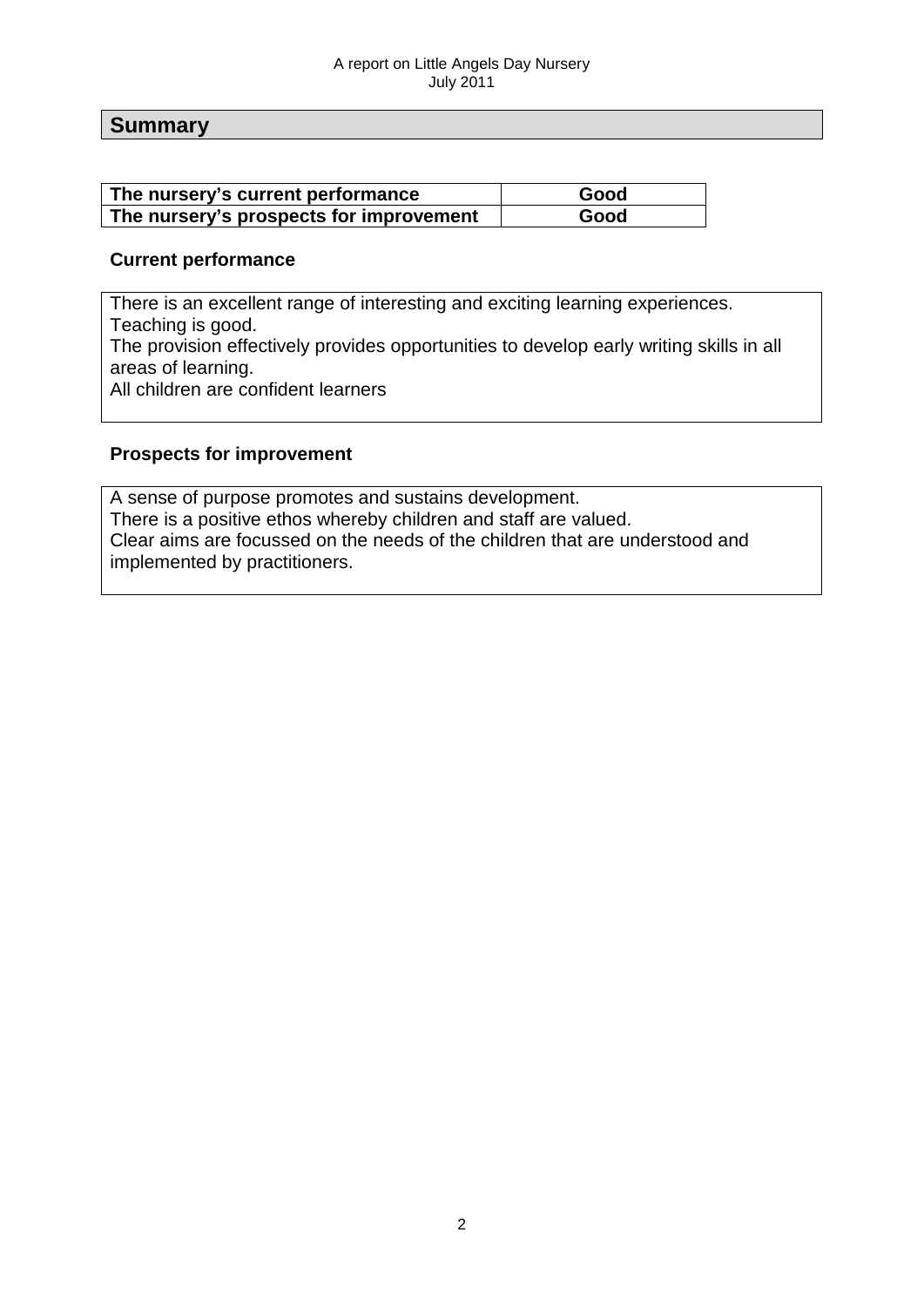## Summary

| The nursery's current performance | Good |
|---|---|
| The nursery's prospects for improvement | Good |

### Current performance

There is an excellent range of interesting and exciting learning experiences.
Teaching is good.
The provision effectively provides opportunities to develop early writing skills in all areas of learning.
All children are confident learners

### Prospects for improvement

A sense of purpose promotes and sustains development.
There is a positive ethos whereby children and staff are valued.
Clear aims are focussed on the needs of the children that are understood and implemented by practitioners.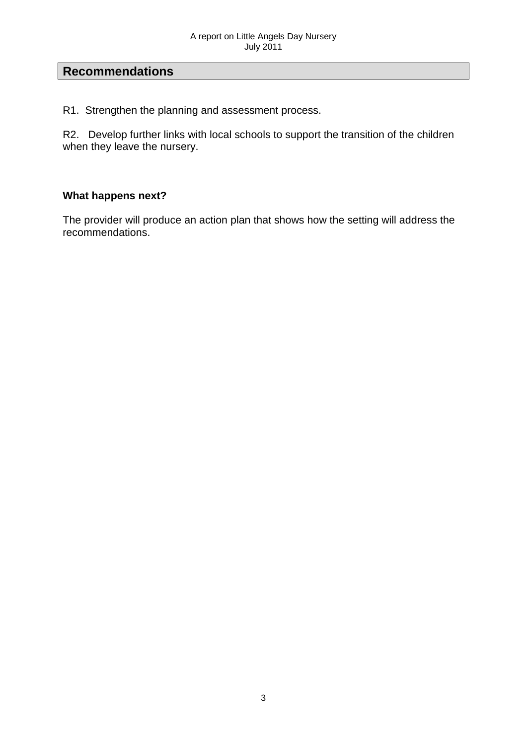## Recommendations

R1. Strengthen the planning and assessment process.

R2. Develop further links with local schools to support the transition of the children when they leave the nursery.

**What happens next?**

The provider will produce an action plan that shows how the setting will address the recommendations.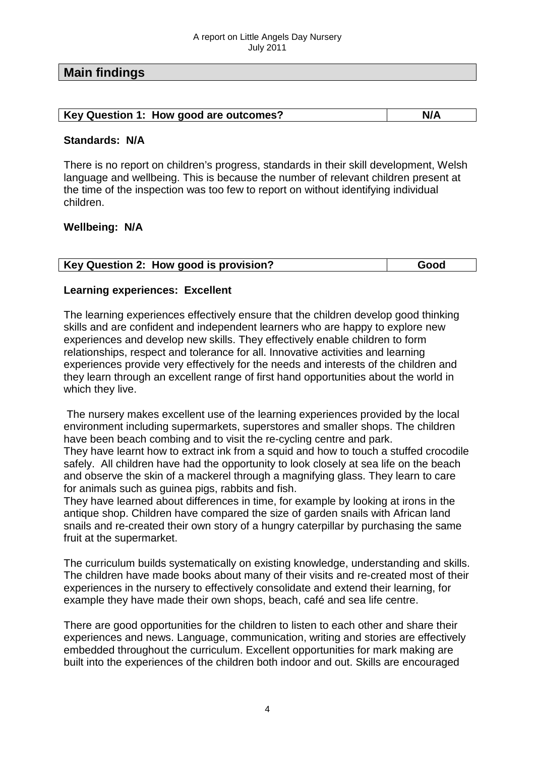## Main findings

| Key Question 1: How good are outcomes? | N/A |
|---|---|

**Standards: N/A**

There is no report on children's progress, standards in their skill development, Welsh language and wellbeing. This is because the number of relevant children present at the time of the inspection was too few to report on without identifying individual children.

**Wellbeing: N/A**

| Key Question 2: How good is provision? | Good |
|---|---|

**Learning experiences: Excellent**

The learning experiences effectively ensure that the children develop good thinking skills and are confident and independent learners who are happy to explore new experiences and develop new skills. They effectively enable children to form relationships, respect and tolerance for all. Innovative activities and learning experiences provide very effectively for the needs and interests of the children and they learn through an excellent range of first hand opportunities about the world in which they live.

The nursery makes excellent use of the learning experiences provided by the local environment including supermarkets, superstores and smaller shops. The children have been beach combing and to visit the re-cycling centre and park.
They have learnt how to extract ink from a squid and how to touch a stuffed crocodile safely. All children have had the opportunity to look closely at sea life on the beach and observe the skin of a mackerel through a magnifying glass. They learn to care for animals such as guinea pigs, rabbits and fish.
They have learned about differences in time, for example by looking at irons in the antique shop. Children have compared the size of garden snails with African land snails and re-created their own story of a hungry caterpillar by purchasing the same fruit at the supermarket.

The curriculum builds systematically on existing knowledge, understanding and skills. The children have made books about many of their visits and re-created most of their experiences in the nursery to effectively consolidate and extend their learning, for example they have made their own shops, beach, café and sea life centre.

There are good opportunities for the children to listen to each other and share their experiences and news. Language, communication, writing and stories are effectively embedded throughout the curriculum. Excellent opportunities for mark making are built into the experiences of the children both indoor and out. Skills are encouraged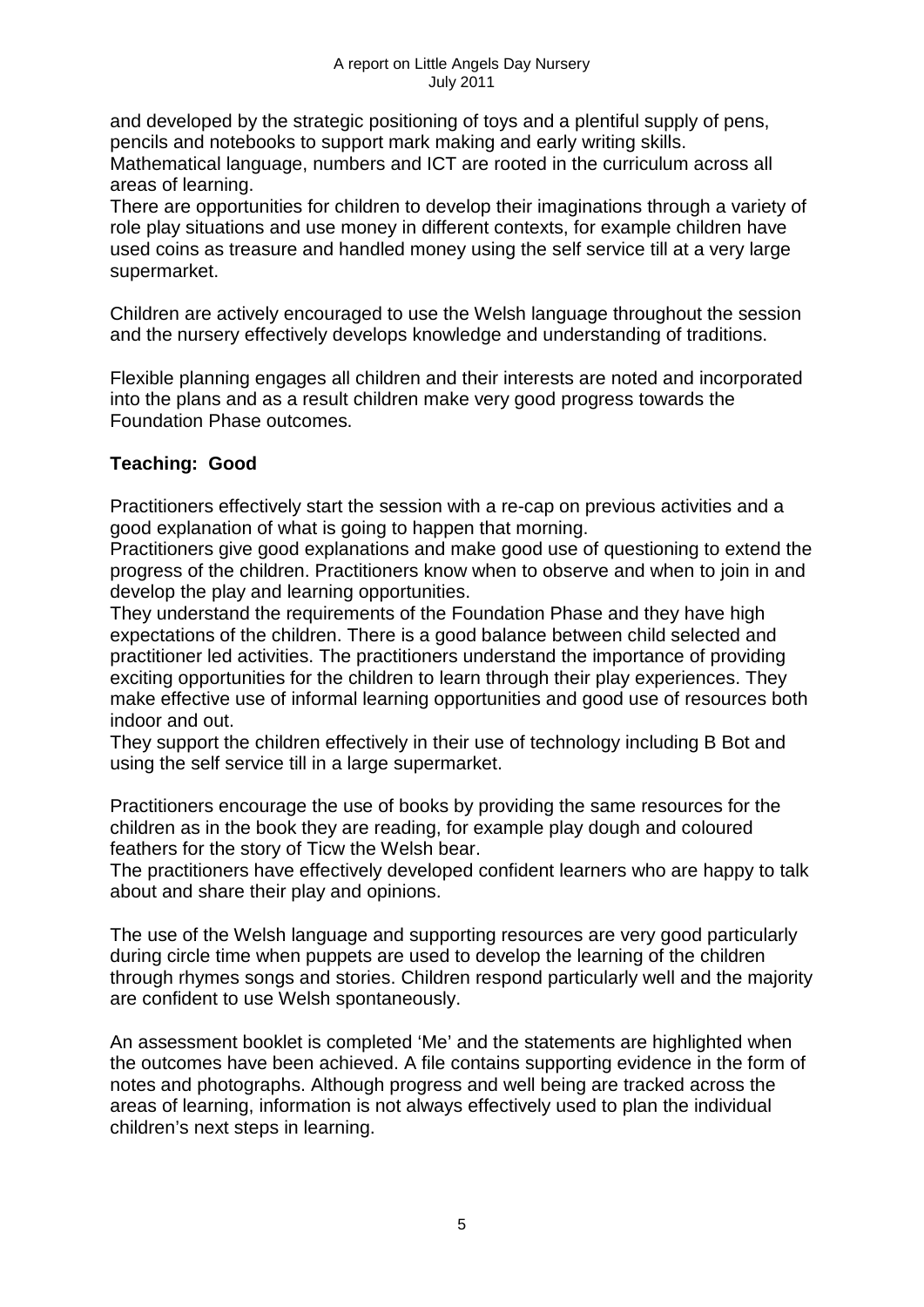and developed by the strategic positioning of toys and a plentiful supply of pens, pencils and notebooks to support mark making and early writing skills.
Mathematical language, numbers and ICT are rooted in the curriculum across all areas of learning.
There are opportunities for children to develop their imaginations through a variety of role play situations and use money in different contexts, for example children have used coins as treasure and handled money using the self service till at a very large supermarket.

Children are actively encouraged to use the Welsh language throughout the session and the nursery effectively develops knowledge and understanding of traditions.

Flexible planning engages all children and their interests are noted and incorporated into the plans and as a result children make very good progress towards the Foundation Phase outcomes.

**Teaching: Good**

Practitioners effectively start the session with a re-cap on previous activities and a good explanation of what is going to happen that morning.
Practitioners give good explanations and make good use of questioning to extend the progress of the children. Practitioners know when to observe and when to join in and develop the play and learning opportunities.
They understand the requirements of the Foundation Phase and they have high expectations of the children. There is a good balance between child selected and practitioner led activities. The practitioners understand the importance of providing exciting opportunities for the children to learn through their play experiences. They make effective use of informal learning opportunities and good use of resources both indoor and out.
They support the children effectively in their use of technology including B Bot and using the self service till in a large supermarket.

Practitioners encourage the use of books by providing the same resources for the children as in the book they are reading, for example play dough and coloured feathers for the story of Ticw the Welsh bear.
The practitioners have effectively developed confident learners who are happy to talk about and share their play and opinions.

The use of the Welsh language and supporting resources are very good particularly during circle time when puppets are used to develop the learning of the children through rhymes songs and stories. Children respond particularly well and the majority are confident to use Welsh spontaneously.

An assessment booklet is completed 'Me' and the statements are highlighted when the outcomes have been achieved. A file contains supporting evidence in the form of notes and photographs. Although progress and well being are tracked across the areas of learning, information is not always effectively used to plan the individual children's next steps in learning.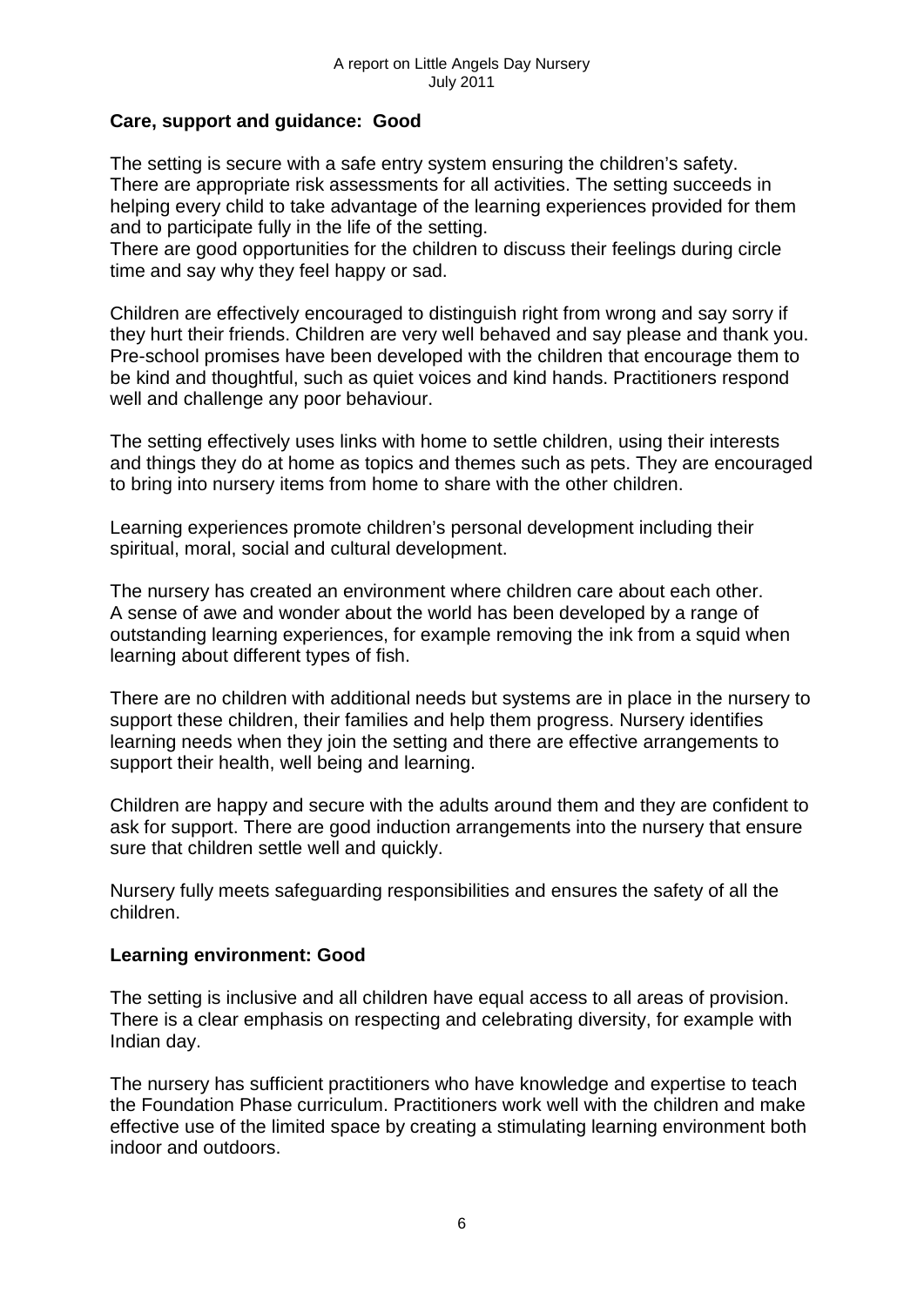### Care, support and guidance: Good

The setting is secure with a safe entry system ensuring the children's safety. There are appropriate risk assessments for all activities. The setting succeeds in helping every child to take advantage of the learning experiences provided for them and to participate fully in the life of the setting.
There are good opportunities for the children to discuss their feelings during circle time and say why they feel happy or sad.

Children are effectively encouraged to distinguish right from wrong and say sorry if they hurt their friends. Children are very well behaved and say please and thank you. Pre-school promises have been developed with the children that encourage them to be kind and thoughtful, such as quiet voices and kind hands. Practitioners respond well and challenge any poor behaviour.

The setting effectively uses links with home to settle children, using their interests and things they do at home as topics and themes such as pets. They are encouraged to bring into nursery items from home to share with the other children.

Learning experiences promote children's personal development including their spiritual, moral, social and cultural development.

The nursery has created an environment where children care about each other. A sense of awe and wonder about the world has been developed by a range of outstanding learning experiences, for example removing the ink from a squid when learning about different types of fish.

There are no children with additional needs but systems are in place in the nursery to support these children, their families and help them progress. Nursery identifies learning needs when they join the setting and there are effective arrangements to support their health, well being and learning.

Children are happy and secure with the adults around them and they are confident to ask for support. There are good induction arrangements into the nursery that ensure sure that children settle well and quickly.

Nursery fully meets safeguarding responsibilities and ensures the safety of all the children.

### Learning environment: Good

The setting is inclusive and all children have equal access to all areas of provision. There is a clear emphasis on respecting and celebrating diversity, for example with Indian day.

The nursery has sufficient practitioners who have knowledge and expertise to teach the Foundation Phase curriculum. Practitioners work well with the children and make effective use of the limited space by creating a stimulating learning environment both indoor and outdoors.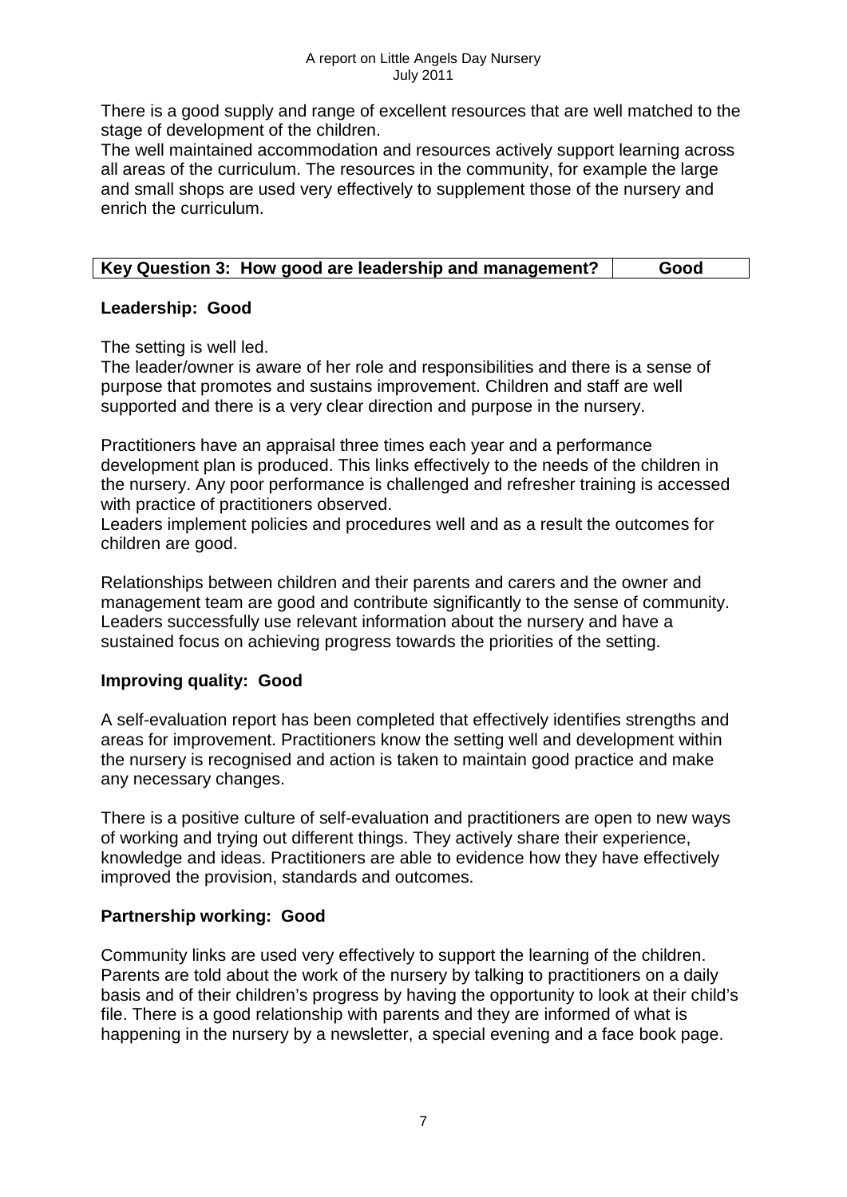There is a good supply and range of excellent resources that are well matched to the stage of development of the children.
The well maintained accommodation and resources actively support learning across all areas of the curriculum. The resources in the community, for example the large and small shops are used very effectively to supplement those of the nursery and enrich the curriculum.

| Key Question 3: How good are leadership and management? | Good |
|---|---|

**Leadership: Good**

The setting is well led.
The leader/owner is aware of her role and responsibilities and there is a sense of purpose that promotes and sustains improvement. Children and staff are well supported and there is a very clear direction and purpose in the nursery.

Practitioners have an appraisal three times each year and a performance development plan is produced. This links effectively to the needs of the children in the nursery. Any poor performance is challenged and refresher training is accessed with practice of practitioners observed.
Leaders implement policies and procedures well and as a result the outcomes for children are good.

Relationships between children and their parents and carers and the owner and management team are good and contribute significantly to the sense of community. Leaders successfully use relevant information about the nursery and have a sustained focus on achieving progress towards the priorities of the setting.

**Improving quality: Good**

A self-evaluation report has been completed that effectively identifies strengths and areas for improvement. Practitioners know the setting well and development within the nursery is recognised and action is taken to maintain good practice and make any necessary changes.

There is a positive culture of self-evaluation and practitioners are open to new ways of working and trying out different things. They actively share their experience, knowledge and ideas. Practitioners are able to evidence how they have effectively improved the provision, standards and outcomes.

**Partnership working: Good**

Community links are used very effectively to support the learning of the children. Parents are told about the work of the nursery by talking to practitioners on a daily basis and of their children's progress by having the opportunity to look at their child's file. There is a good relationship with parents and they are informed of what is happening in the nursery by a newsletter, a special evening and a face book page.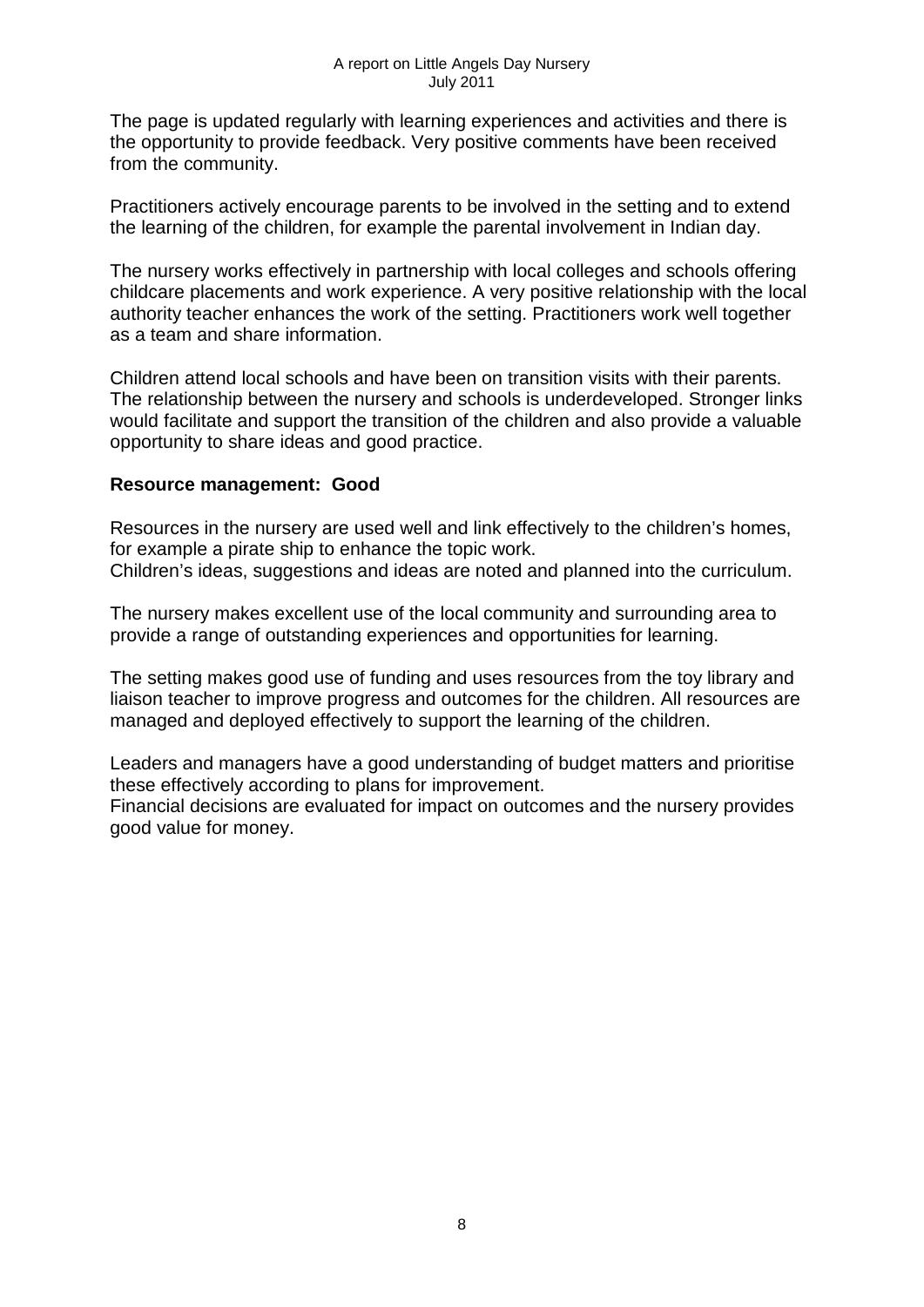The page is updated regularly with learning experiences and activities and there is the opportunity to provide feedback. Very positive comments have been received from the community.

Practitioners actively encourage parents to be involved in the setting and to extend the learning of the children, for example the parental involvement in Indian day.

The nursery works effectively in partnership with local colleges and schools offering childcare placements and work experience. A very positive relationship with the local authority teacher enhances the work of the setting. Practitioners work well together as a team and share information.

Children attend local schools and have been on transition visits with their parents. The relationship between the nursery and schools is underdeveloped. Stronger links would facilitate and support the transition of the children and also provide a valuable opportunity to share ideas and good practice.

**Resource management: Good**

Resources in the nursery are used well and link effectively to the children's homes, for example a pirate ship to enhance the topic work.
Children's ideas, suggestions and ideas are noted and planned into the curriculum.

The nursery makes excellent use of the local community and surrounding area to provide a range of outstanding experiences and opportunities for learning.

The setting makes good use of funding and uses resources from the toy library and liaison teacher to improve progress and outcomes for the children. All resources are managed and deployed effectively to support the learning of the children.

Leaders and managers have a good understanding of budget matters and prioritise these effectively according to plans for improvement.
Financial decisions are evaluated for impact on outcomes and the nursery provides good value for money.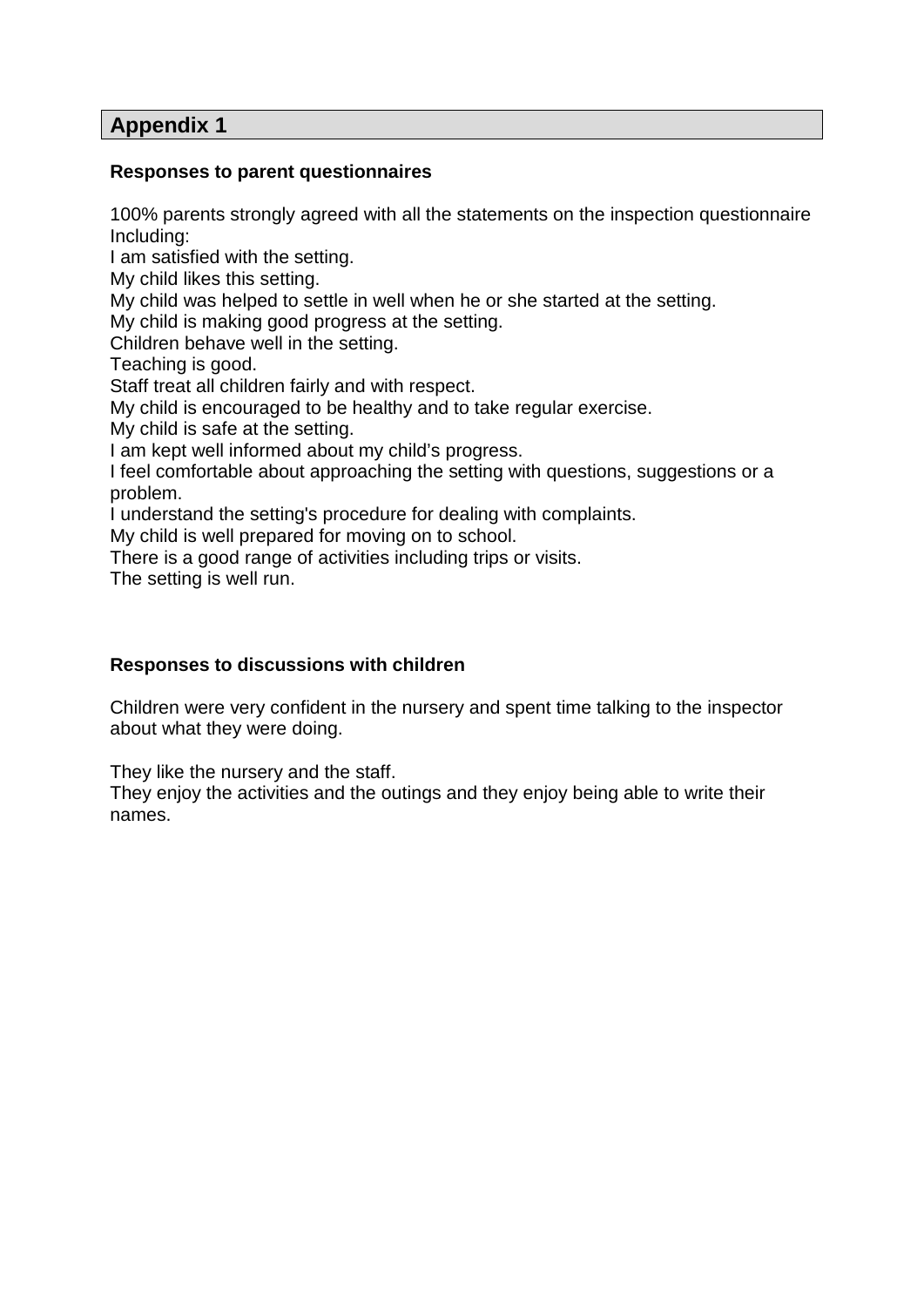## Appendix 1

**Responses to parent questionnaires**

100% parents strongly agreed with all the statements on the inspection questionnaire Including:

I am satisfied with the setting.
My child likes this setting.
My child was helped to settle in well when he or she started at the setting.
My child is making good progress at the setting.
Children behave well in the setting.
Teaching is good.
Staff treat all children fairly and with respect.
My child is encouraged to be healthy and to take regular exercise.
My child is safe at the setting.
I am kept well informed about my child's progress.
I feel comfortable about approaching the setting with questions, suggestions or a problem.
I understand the setting's procedure for dealing with complaints.
My child is well prepared for moving on to school.
There is a good range of activities including trips or visits.
The setting is well run.

**Responses to discussions with children**

Children were very confident in the nursery and spent time talking to the inspector about what they were doing.

They like the nursery and the staff.
They enjoy the activities and the outings and they enjoy being able to write their names.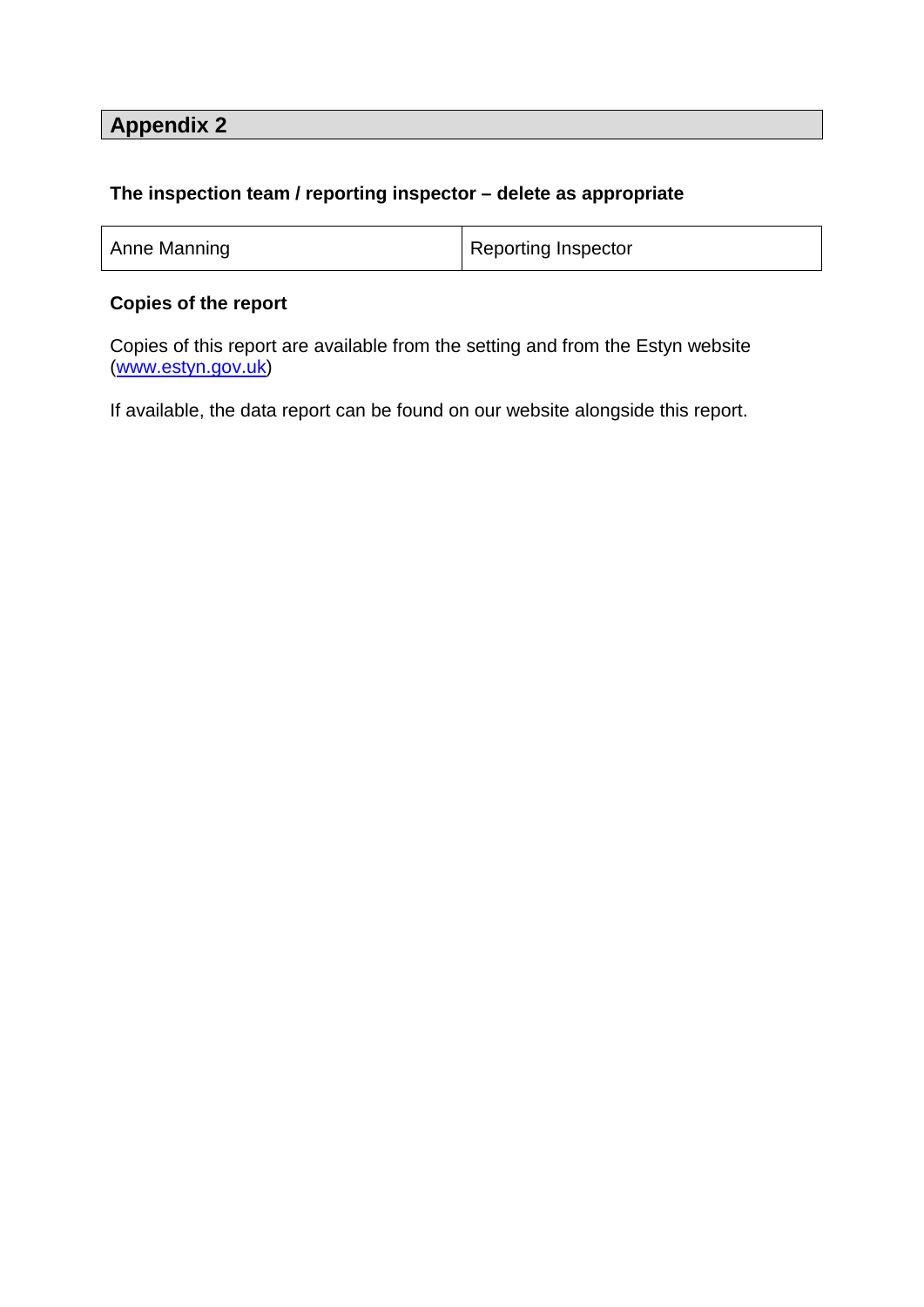## Appendix 2

**The inspection team / reporting inspector – delete as appropriate**

| | |
|---|---|
| Anne Manning | Reporting Inspector |

**Copies of the report**

Copies of this report are available from the setting and from the Estyn website (www.estyn.gov.uk)

If available, the data report can be found on our website alongside this report.